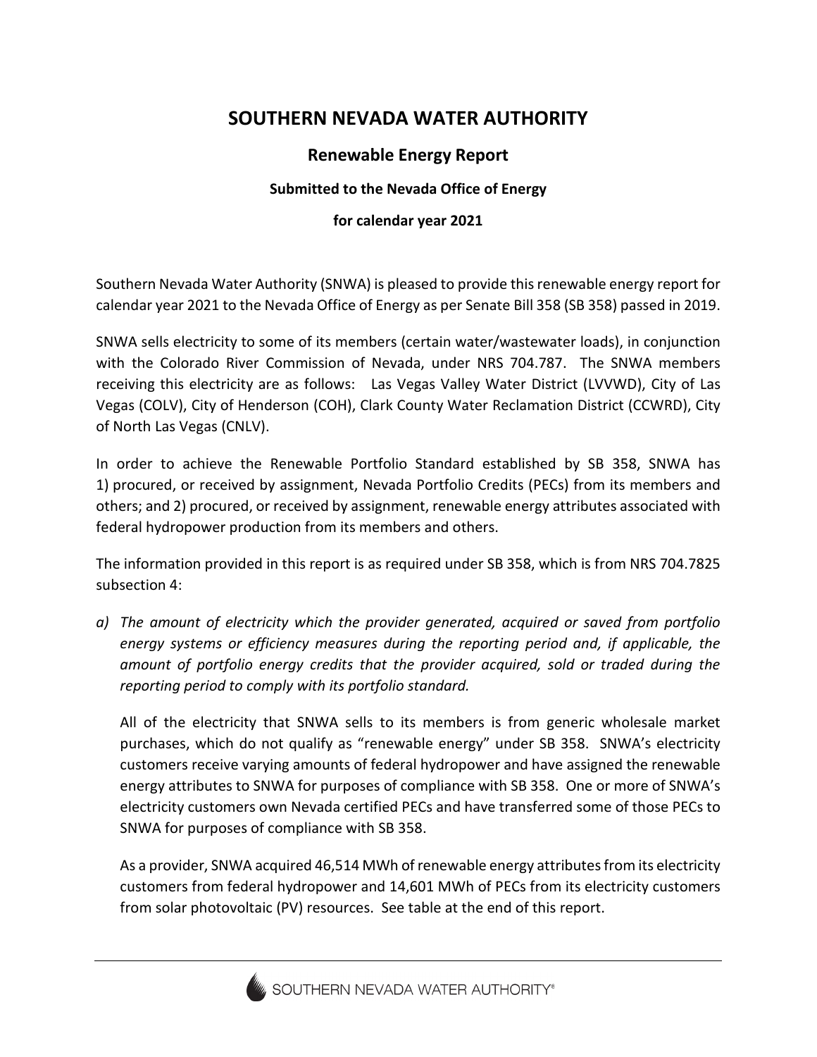# SOUTHERN NEVADA WATER AUTHORITY

## Renewable Energy Report

### Submitted to the Nevada Office of Energy

### for calendar year 2021

Southern Nevada Water Authority (SNWA) is pleased to provide this renewable energy report for calendar year 2021 to the Nevada Office of Energy as per Senate Bill 358 (SB 358) passed in 2019.

SNWA sells electricity to some of its members (certain water/wastewater loads), in conjunction with the Colorado River Commission of Nevada, under NRS 704.787. The SNWA members receiving this electricity are as follows: Las Vegas Valley Water District (LVVWD), City of Las Vegas (COLV), City of Henderson (COH), Clark County Water Reclamation District (CCWRD), City of North Las Vegas (CNLV).

In order to achieve the Renewable Portfolio Standard established by SB 358, SNWA has 1) procured, or received by assignment, Nevada Portfolio Credits (PECs) from its members and others; and 2) procured, or received by assignment, renewable energy attributes associated with federal hydropower production from its members and others.

The information provided in this report is as required under SB 358, which is from NRS 704.7825 subsection 4:

a) *The amount of electricity which the provider generated, acquired or saved from portfolio energy systems or efficiency measures during the reporting period and, if applicable, the amount of portfolio energy credits that the provider acquired, sold or traded during the reporting period to comply with its portfolio standard.*

   All of the electricity that SNWA sells to its members is from generic wholesale market purchases, which do not qualify as "renewable energy" under SB 358. SNWA's electricity customers receive varying amounts of federal hydropower and have assigned the renewable energy attributes to SNWA for purposes of compliance with SB 358. One or more of SNWA's electricity customers own Nevada certified PECs and have transferred some of those PECs to SNWA for purposes of compliance with SB 358.

   As a provider, SNWA acquired 46,514 MWh of renewable energy attributes from its electricity customers from federal hydropower and 14,601 MWh of PECs from its electricity customers from solar photovoltaic (PV) resources. See table at the end of this report.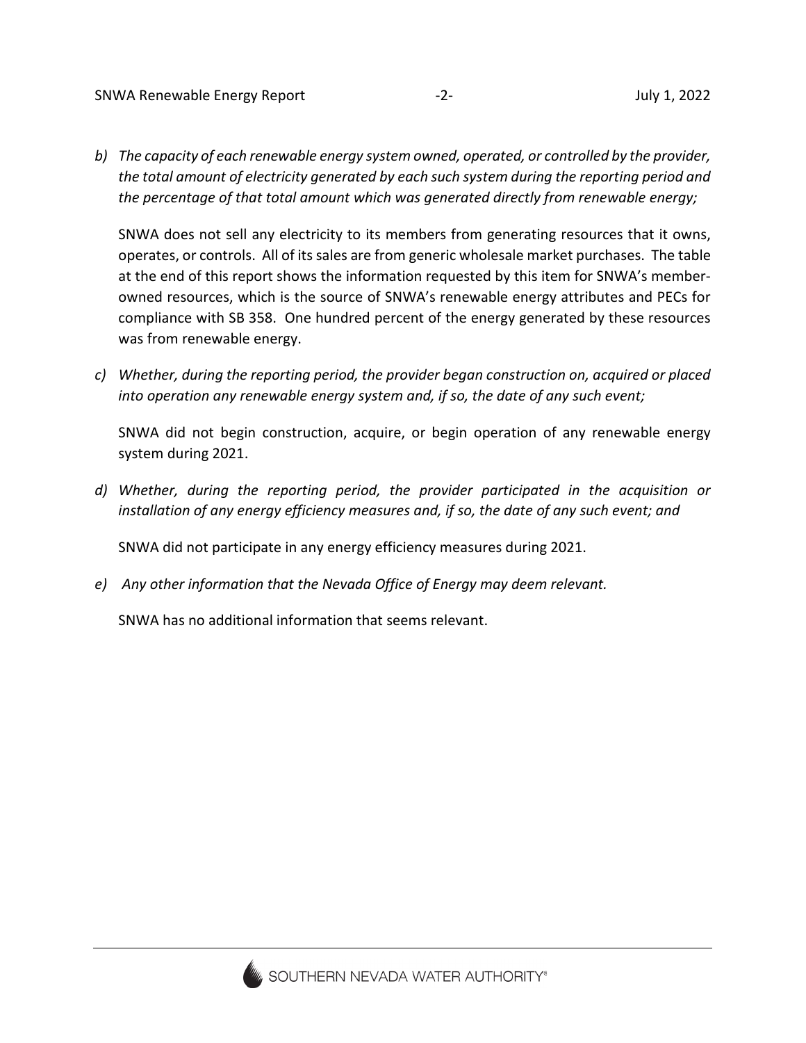*b) The capacity of each renewable energy system owned, operated, or controlled by the provider, the total amount of electricity generated by each such system during the reporting period and the percentage of that total amount which was generated directly from renewable energy;*

SNWA does not sell any electricity to its members from generating resources that it owns, operates, or controls. All of its sales are from generic wholesale market purchases. The table at the end of this report shows the information requested by this item for SNWA's member-owned resources, which is the source of SNWA's renewable energy attributes and PECs for compliance with SB 358. One hundred percent of the energy generated by these resources was from renewable energy.

*c) Whether, during the reporting period, the provider began construction on, acquired or placed into operation any renewable energy system and, if so, the date of any such event;*

SNWA did not begin construction, acquire, or begin operation of any renewable energy system during 2021.

*d) Whether, during the reporting period, the provider participated in the acquisition or installation of any energy efficiency measures and, if so, the date of any such event; and*

SNWA did not participate in any energy efficiency measures during 2021.

*e) Any other information that the Nevada Office of Energy may deem relevant.*

SNWA has no additional information that seems relevant.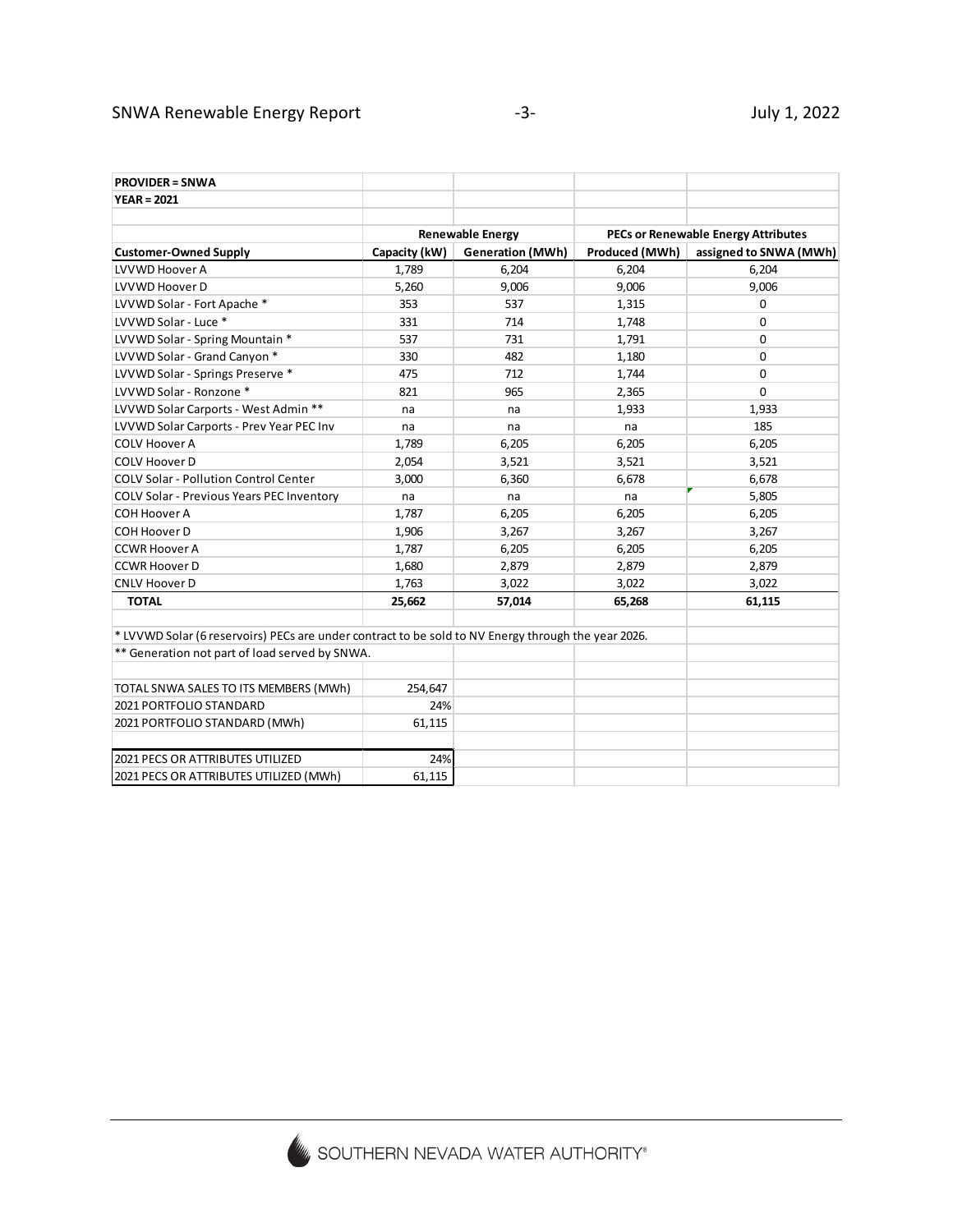| | | | | |
|---|---|---|---|---|
| **PROVIDER = SNWA** | | | | |
| **YEAR = 2021** | | | | |
| | **Renewable Energy** | | **PECs or Renewable Energy Attributes** | |
| **Customer-Owned Supply** | **Capacity (kW)** | **Generation (MWh)** | **Produced (MWh)** | **assigned to SNWA (MWh)** |
| LVVWD Hoover A | 1,789 | 6,204 | 6,204 | 6,204 |
| LVVWD Hoover D | 5,260 | 9,006 | 9,006 | 9,006 |
| LVVWD Solar - Fort Apache * | 353 | 537 | 1,315 | 0 |
| LVVWD Solar - Luce * | 331 | 714 | 1,748 | 0 |
| LVVWD Solar - Spring Mountain * | 537 | 731 | 1,791 | 0 |
| LVVWD Solar - Grand Canyon * | 330 | 482 | 1,180 | 0 |
| LVVWD Solar - Springs Preserve * | 475 | 712 | 1,744 | 0 |
| LVVWD Solar - Ronzone * | 821 | 965 | 2,365 | 0 |
| LVVWD Solar Carports - West Admin ** | na | na | 1,933 | 1,933 |
| LVVWD Solar Carports - Prev Year PEC Inv | na | na | na | 185 |
| COLV Hoover A | 1,789 | 6,205 | 6,205 | 6,205 |
| COLV Hoover D | 2,054 | 3,521 | 3,521 | 3,521 |
| COLV Solar - Pollution Control Center | 3,000 | 6,360 | 6,678 | 6,678 |
| COLV Solar - Previous Years PEC Inventory | na | na | na | 5,805 |
| COH Hoover A | 1,787 | 6,205 | 6,205 | 6,205 |
| COH Hoover D | 1,906 | 3,267 | 3,267 | 3,267 |
| CCWR Hoover A | 1,787 | 6,205 | 6,205 | 6,205 |
| CCWR Hoover D | 1,680 | 2,879 | 2,879 | 2,879 |
| CNLV Hoover D | 1,763 | 3,022 | 3,022 | 3,022 |
| **TOTAL** | **25,662** | **57,014** | **65,268** | **61,115** |

\* LVVWD Solar (6 reservoirs) PECs are under contract to be sold to NV Energy through the year 2026.

** Generation not part of load served by SNWA.

| | |
|---|---|
| TOTAL SNWA SALES TO ITS MEMBERS (MWh) | 254,647 |
| 2021 PORTFOLIO STANDARD | 24% |
| 2021 PORTFOLIO STANDARD (MWh) | 61,115 |
| | |
| 2021 PECS OR ATTRIBUTES UTILIZED | 24% |
| 2021 PECS OR ATTRIBUTES UTILIZED (MWh) | 61,115 |